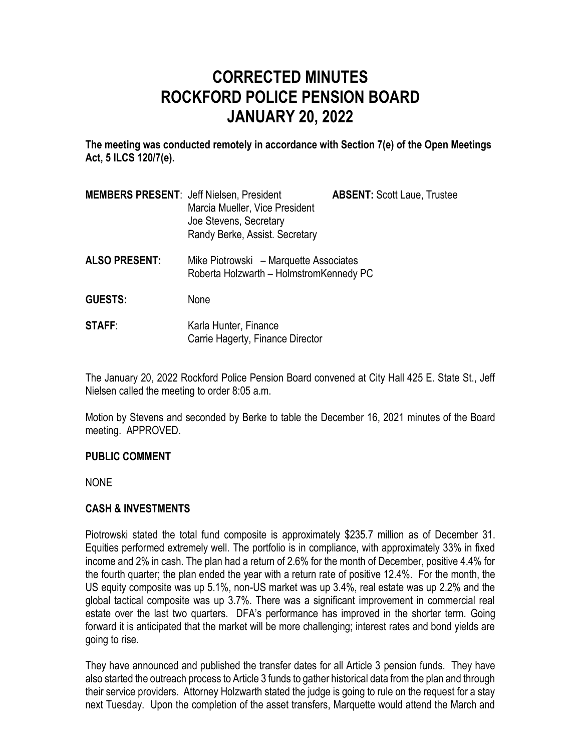# CORRECTED MINUTES
# ROCKFORD POLICE PENSION BOARD
# JANUARY 20, 2022

**The meeting was conducted remotely in accordance with Section 7(e) of the Open Meetings Act, 5 ILCS 120/7(e).**

**MEMBERS PRESENT**: Jeff Nielsen, President
Marcia Mueller, Vice President
Joe Stevens, Secretary
Randy Berke, Assist. Secretary

**ABSENT:** Scott Laue, Trustee

**ALSO PRESENT:** Mike Piotrowski – Marquette Associates
Roberta Holzwarth – HolmstromKennedy PC

**GUESTS:** None

**STAFF**: Karla Hunter, Finance
Carrie Hagerty, Finance Director

The January 20, 2022 Rockford Police Pension Board convened at City Hall 425 E. State St., Jeff Nielsen called the meeting to order 8:05 a.m.

Motion by Stevens and seconded by Berke to table the December 16, 2021 minutes of the Board meeting. APPROVED.

## PUBLIC COMMENT

NONE

## CASH & INVESTMENTS

Piotrowski stated the total fund composite is approximately $235.7 million as of December 31. Equities performed extremely well. The portfolio is in compliance, with approximately 33% in fixed income and 2% in cash. The plan had a return of 2.6% for the month of December, positive 4.4% for the fourth quarter; the plan ended the year with a return rate of positive 12.4%. For the month, the US equity composite was up 5.1%, non-US market was up 3.4%, real estate was up 2.2% and the global tactical composite was up 3.7%. There was a significant improvement in commercial real estate over the last two quarters. DFA's performance has improved in the shorter term. Going forward it is anticipated that the market will be more challenging; interest rates and bond yields are going to rise.

They have announced and published the transfer dates for all Article 3 pension funds. They have also started the outreach process to Article 3 funds to gather historical data from the plan and through their service providers. Attorney Holzwarth stated the judge is going to rule on the request for a stay next Tuesday. Upon the completion of the asset transfers, Marquette would attend the March and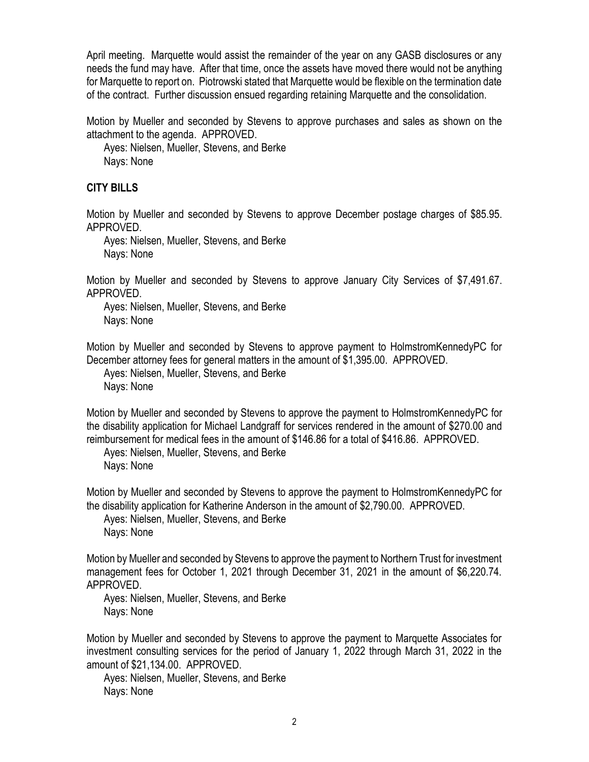April meeting. Marquette would assist the remainder of the year on any GASB disclosures or any needs the fund may have. After that time, once the assets have moved there would not be anything for Marquette to report on. Piotrowski stated that Marquette would be flexible on the termination date of the contract. Further discussion ensued regarding retaining Marquette and the consolidation.

Motion by Mueller and seconded by Stevens to approve purchases and sales as shown on the attachment to the agenda. APPROVED.

Ayes: Nielsen, Mueller, Stevens, and Berke
Nays: None

**CITY BILLS**

Motion by Mueller and seconded by Stevens to approve December postage charges of $85.95. APPROVED.

Ayes: Nielsen, Mueller, Stevens, and Berke
Nays: None

Motion by Mueller and seconded by Stevens to approve January City Services of $7,491.67. APPROVED.

Ayes: Nielsen, Mueller, Stevens, and Berke
Nays: None

Motion by Mueller and seconded by Stevens to approve payment to HolmstromKennedyPC for December attorney fees for general matters in the amount of $1,395.00. APPROVED.

Ayes: Nielsen, Mueller, Stevens, and Berke
Nays: None

Motion by Mueller and seconded by Stevens to approve the payment to HolmstromKennedyPC for the disability application for Michael Landgraff for services rendered in the amount of $270.00 and reimbursement for medical fees in the amount of $146.86 for a total of $416.86. APPROVED.

Ayes: Nielsen, Mueller, Stevens, and Berke
Nays: None

Motion by Mueller and seconded by Stevens to approve the payment to HolmstromKennedyPC for the disability application for Katherine Anderson in the amount of $2,790.00. APPROVED.

Ayes: Nielsen, Mueller, Stevens, and Berke
Nays: None

Motion by Mueller and seconded by Stevens to approve the payment to Northern Trust for investment management fees for October 1, 2021 through December 31, 2021 in the amount of $6,220.74. APPROVED.

Ayes: Nielsen, Mueller, Stevens, and Berke
Nays: None

Motion by Mueller and seconded by Stevens to approve the payment to Marquette Associates for investment consulting services for the period of January 1, 2022 through March 31, 2022 in the amount of $21,134.00. APPROVED.

Ayes: Nielsen, Mueller, Stevens, and Berke
Nays: None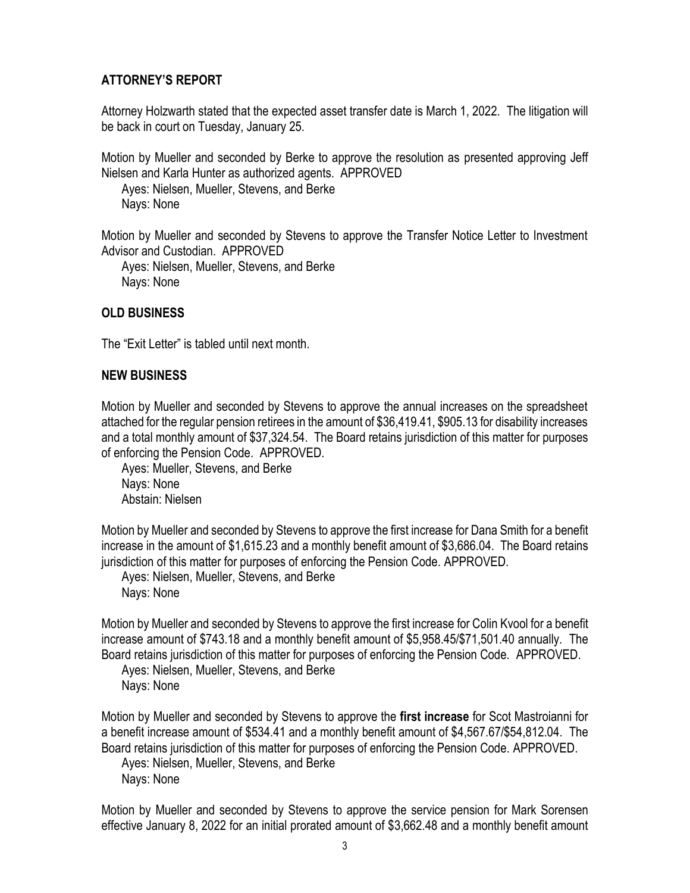## ATTORNEY'S REPORT

Attorney Holzwarth stated that the expected asset transfer date is March 1, 2022. The litigation will be back in court on Tuesday, January 25.

Motion by Mueller and seconded by Berke to approve the resolution as presented approving Jeff Nielsen and Karla Hunter as authorized agents. APPROVED

Ayes: Nielsen, Mueller, Stevens, and Berke
Nays: None

Motion by Mueller and seconded by Stevens to approve the Transfer Notice Letter to Investment Advisor and Custodian. APPROVED

Ayes: Nielsen, Mueller, Stevens, and Berke
Nays: None

## OLD BUSINESS

The "Exit Letter" is tabled until next month.

## NEW BUSINESS

Motion by Mueller and seconded by Stevens to approve the annual increases on the spreadsheet attached for the regular pension retirees in the amount of $36,419.41, $905.13 for disability increases and a total monthly amount of $37,324.54. The Board retains jurisdiction of this matter for purposes of enforcing the Pension Code. APPROVED.

Ayes: Mueller, Stevens, and Berke
Nays: None
Abstain: Nielsen

Motion by Mueller and seconded by Stevens to approve the first increase for Dana Smith for a benefit increase in the amount of $1,615.23 and a monthly benefit amount of $3,686.04. The Board retains jurisdiction of this matter for purposes of enforcing the Pension Code. APPROVED.

Ayes: Nielsen, Mueller, Stevens, and Berke
Nays: None

Motion by Mueller and seconded by Stevens to approve the first increase for Colin Kvool for a benefit increase amount of $743.18 and a monthly benefit amount of $5,958.45/$71,501.40 annually. The Board retains jurisdiction of this matter for purposes of enforcing the Pension Code. APPROVED.

Ayes: Nielsen, Mueller, Stevens, and Berke
Nays: None

Motion by Mueller and seconded by Stevens to approve the **first increase** for Scot Mastroianni for a benefit increase amount of $534.41 and a monthly benefit amount of $4,567.67/$54,812.04. The Board retains jurisdiction of this matter for purposes of enforcing the Pension Code. APPROVED.

Ayes: Nielsen, Mueller, Stevens, and Berke
Nays: None

Motion by Mueller and seconded by Stevens to approve the service pension for Mark Sorensen effective January 8, 2022 for an initial prorated amount of $3,662.48 and a monthly benefit amount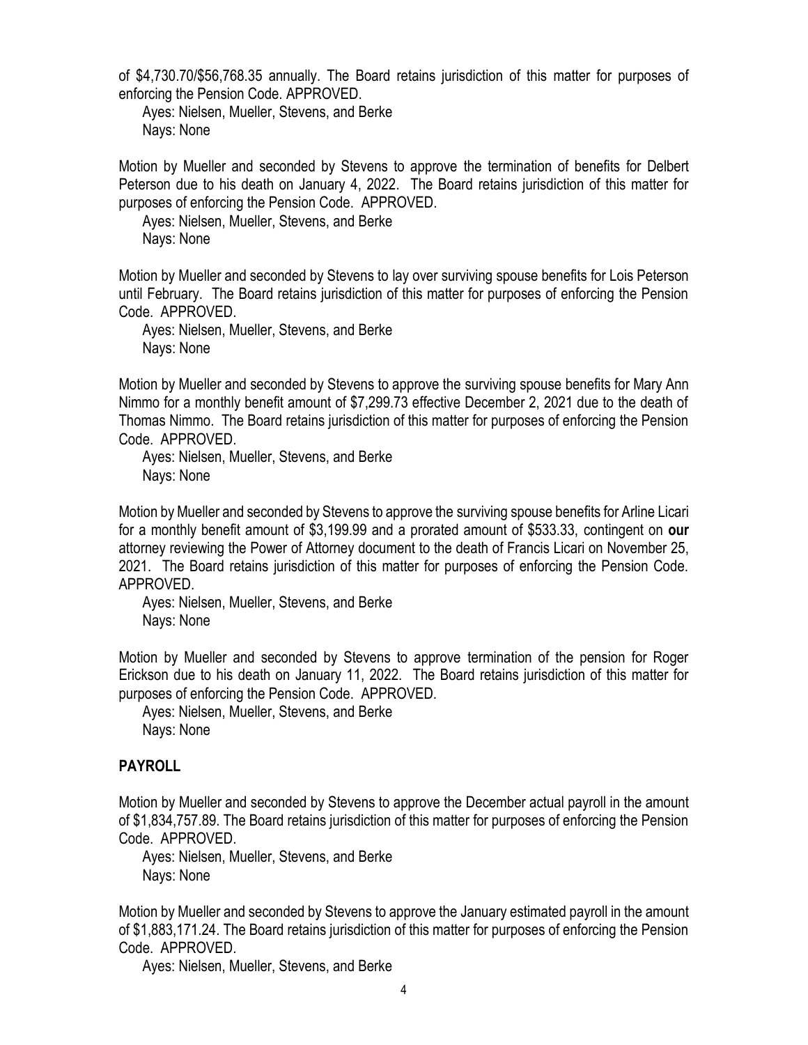of $4,730.70/$56,768.35 annually. The Board retains jurisdiction of this matter for purposes of enforcing the Pension Code. APPROVED.

Ayes: Nielsen, Mueller, Stevens, and Berke
Nays: None

Motion by Mueller and seconded by Stevens to approve the termination of benefits for Delbert Peterson due to his death on January 4, 2022. The Board retains jurisdiction of this matter for purposes of enforcing the Pension Code. APPROVED.

Ayes: Nielsen, Mueller, Stevens, and Berke
Nays: None

Motion by Mueller and seconded by Stevens to lay over surviving spouse benefits for Lois Peterson until February. The Board retains jurisdiction of this matter for purposes of enforcing the Pension Code. APPROVED.

Ayes: Nielsen, Mueller, Stevens, and Berke
Nays: None

Motion by Mueller and seconded by Stevens to approve the surviving spouse benefits for Mary Ann Nimmo for a monthly benefit amount of $7,299.73 effective December 2, 2021 due to the death of Thomas Nimmo. The Board retains jurisdiction of this matter for purposes of enforcing the Pension Code. APPROVED.

Ayes: Nielsen, Mueller, Stevens, and Berke
Nays: None

Motion by Mueller and seconded by Stevens to approve the surviving spouse benefits for Arline Licari for a monthly benefit amount of $3,199.99 and a prorated amount of $533.33, contingent on **our** attorney reviewing the Power of Attorney document to the death of Francis Licari on November 25, 2021. The Board retains jurisdiction of this matter for purposes of enforcing the Pension Code. APPROVED.

Ayes: Nielsen, Mueller, Stevens, and Berke
Nays: None

Motion by Mueller and seconded by Stevens to approve termination of the pension for Roger Erickson due to his death on January 11, 2022. The Board retains jurisdiction of this matter for purposes of enforcing the Pension Code. APPROVED.

Ayes: Nielsen, Mueller, Stevens, and Berke
Nays: None

## PAYROLL

Motion by Mueller and seconded by Stevens to approve the December actual payroll in the amount of $1,834,757.89. The Board retains jurisdiction of this matter for purposes of enforcing the Pension Code. APPROVED.

Ayes: Nielsen, Mueller, Stevens, and Berke
Nays: None

Motion by Mueller and seconded by Stevens to approve the January estimated payroll in the amount of $1,883,171.24. The Board retains jurisdiction of this matter for purposes of enforcing the Pension Code. APPROVED.

Ayes: Nielsen, Mueller, Stevens, and Berke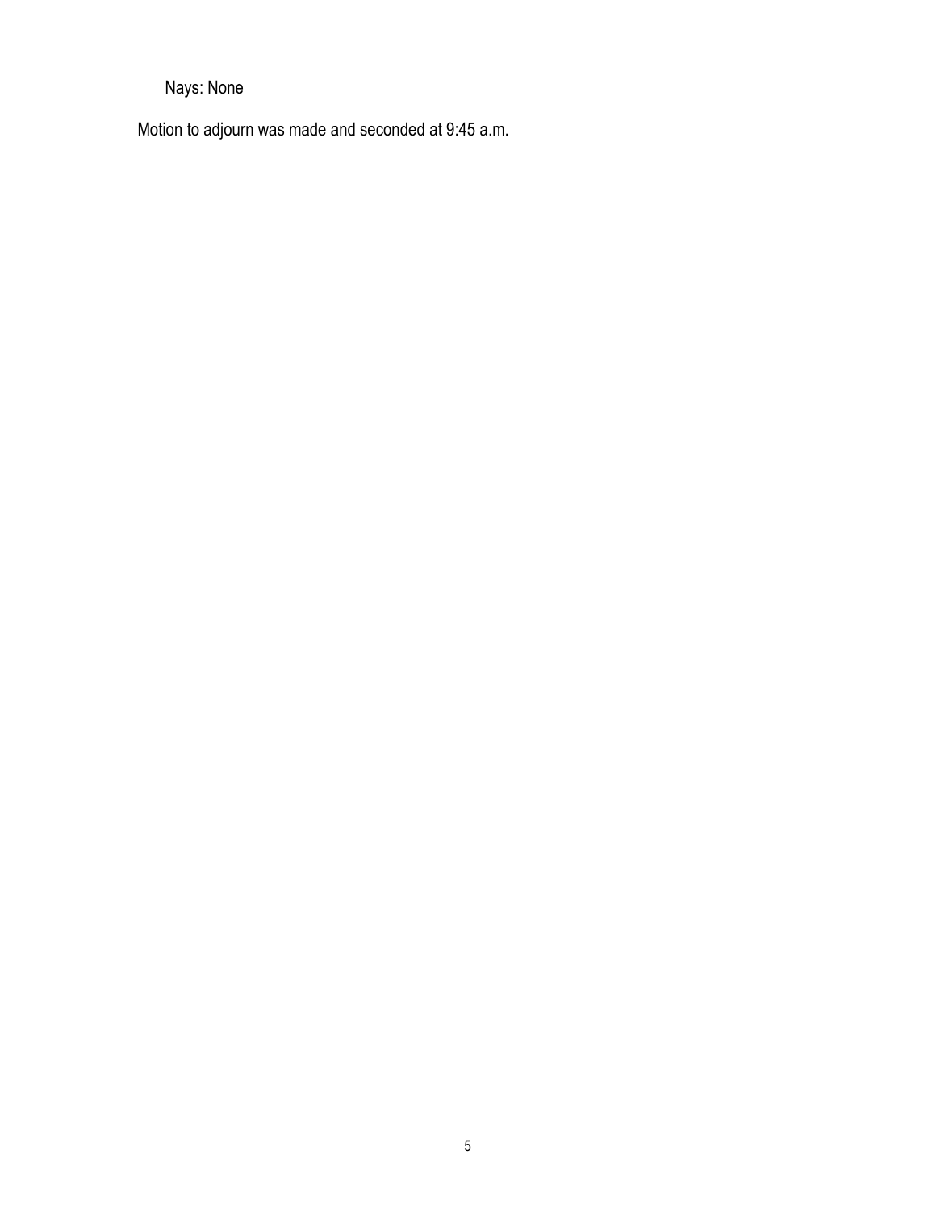Nays: None

Motion to adjourn was made and seconded at 9:45 a.m.